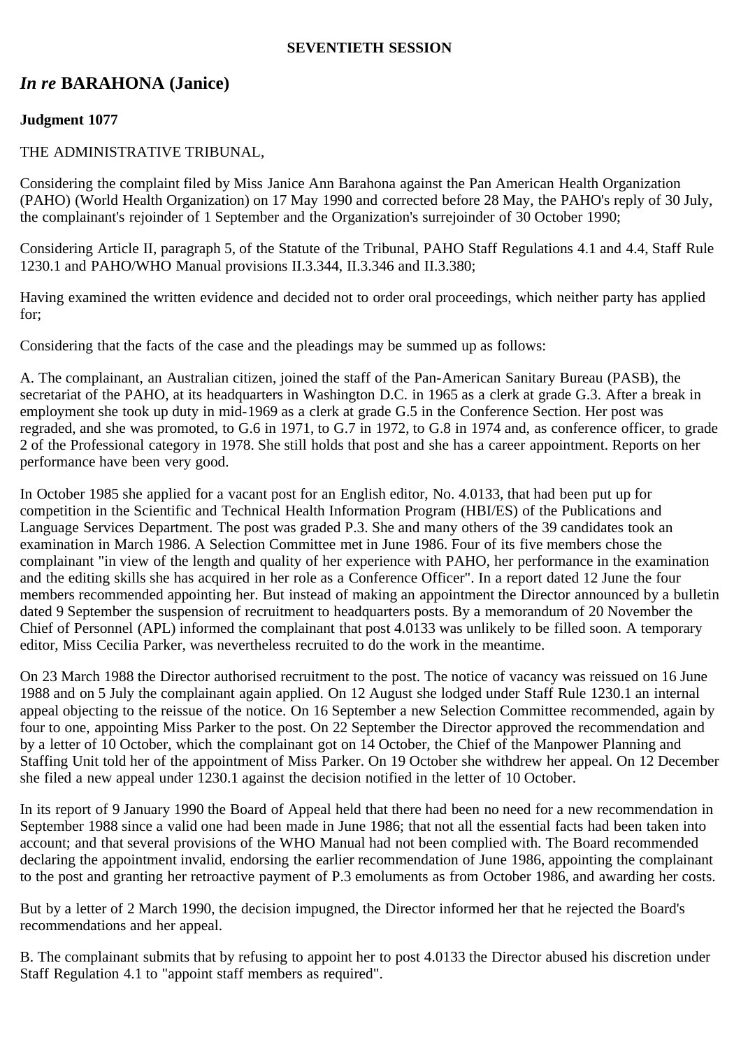**SEVENTIETH SESSION**

## *In re* BARAHONA (Janice)

**Judgment 1077**

THE ADMINISTRATIVE TRIBUNAL,

Considering the complaint filed by Miss Janice Ann Barahona against the Pan American Health Organization (PAHO) (World Health Organization) on 17 May 1990 and corrected before 28 May, the PAHO's reply of 30 July, the complainant's rejoinder of 1 September and the Organization's surrejoinder of 30 October 1990;

Considering Article II, paragraph 5, of the Statute of the Tribunal, PAHO Staff Regulations 4.1 and 4.4, Staff Rule 1230.1 and PAHO/WHO Manual provisions II.3.344, II.3.346 and II.3.380;

Having examined the written evidence and decided not to order oral proceedings, which neither party has applied for;

Considering that the facts of the case and the pleadings may be summed up as follows:

A. The complainant, an Australian citizen, joined the staff of the Pan-American Sanitary Bureau (PASB), the secretariat of the PAHO, at its headquarters in Washington D.C. in 1965 as a clerk at grade G.3. After a break in employment she took up duty in mid-1969 as a clerk at grade G.5 in the Conference Section. Her post was regraded, and she was promoted, to G.6 in 1971, to G.7 in 1972, to G.8 in 1974 and, as conference officer, to grade 2 of the Professional category in 1978. She still holds that post and she has a career appointment. Reports on her performance have been very good.

In October 1985 she applied for a vacant post for an English editor, No. 4.0133, that had been put up for competition in the Scientific and Technical Health Information Program (HBI/ES) of the Publications and Language Services Department. The post was graded P.3. She and many others of the 39 candidates took an examination in March 1986. A Selection Committee met in June 1986. Four of its five members chose the complainant "in view of the length and quality of her experience with PAHO, her performance in the examination and the editing skills she has acquired in her role as a Conference Officer". In a report dated 12 June the four members recommended appointing her. But instead of making an appointment the Director announced by a bulletin dated 9 September the suspension of recruitment to headquarters posts. By a memorandum of 20 November the Chief of Personnel (APL) informed the complainant that post 4.0133 was unlikely to be filled soon. A temporary editor, Miss Cecilia Parker, was nevertheless recruited to do the work in the meantime.

On 23 March 1988 the Director authorised recruitment to the post. The notice of vacancy was reissued on 16 June 1988 and on 5 July the complainant again applied. On 12 August she lodged under Staff Rule 1230.1 an internal appeal objecting to the reissue of the notice. On 16 September a new Selection Committee recommended, again by four to one, appointing Miss Parker to the post. On 22 September the Director approved the recommendation and by a letter of 10 October, which the complainant got on 14 October, the Chief of the Manpower Planning and Staffing Unit told her of the appointment of Miss Parker. On 19 October she withdrew her appeal. On 12 December she filed a new appeal under 1230.1 against the decision notified in the letter of 10 October.

In its report of 9 January 1990 the Board of Appeal held that there had been no need for a new recommendation in September 1988 since a valid one had been made in June 1986; that not all the essential facts had been taken into account; and that several provisions of the WHO Manual had not been complied with. The Board recommended declaring the appointment invalid, endorsing the earlier recommendation of June 1986, appointing the complainant to the post and granting her retroactive payment of P.3 emoluments as from October 1986, and awarding her costs.

But by a letter of 2 March 1990, the decision impugned, the Director informed her that he rejected the Board's recommendations and her appeal.

B. The complainant submits that by refusing to appoint her to post 4.0133 the Director abused his discretion under Staff Regulation 4.1 to "appoint staff members as required".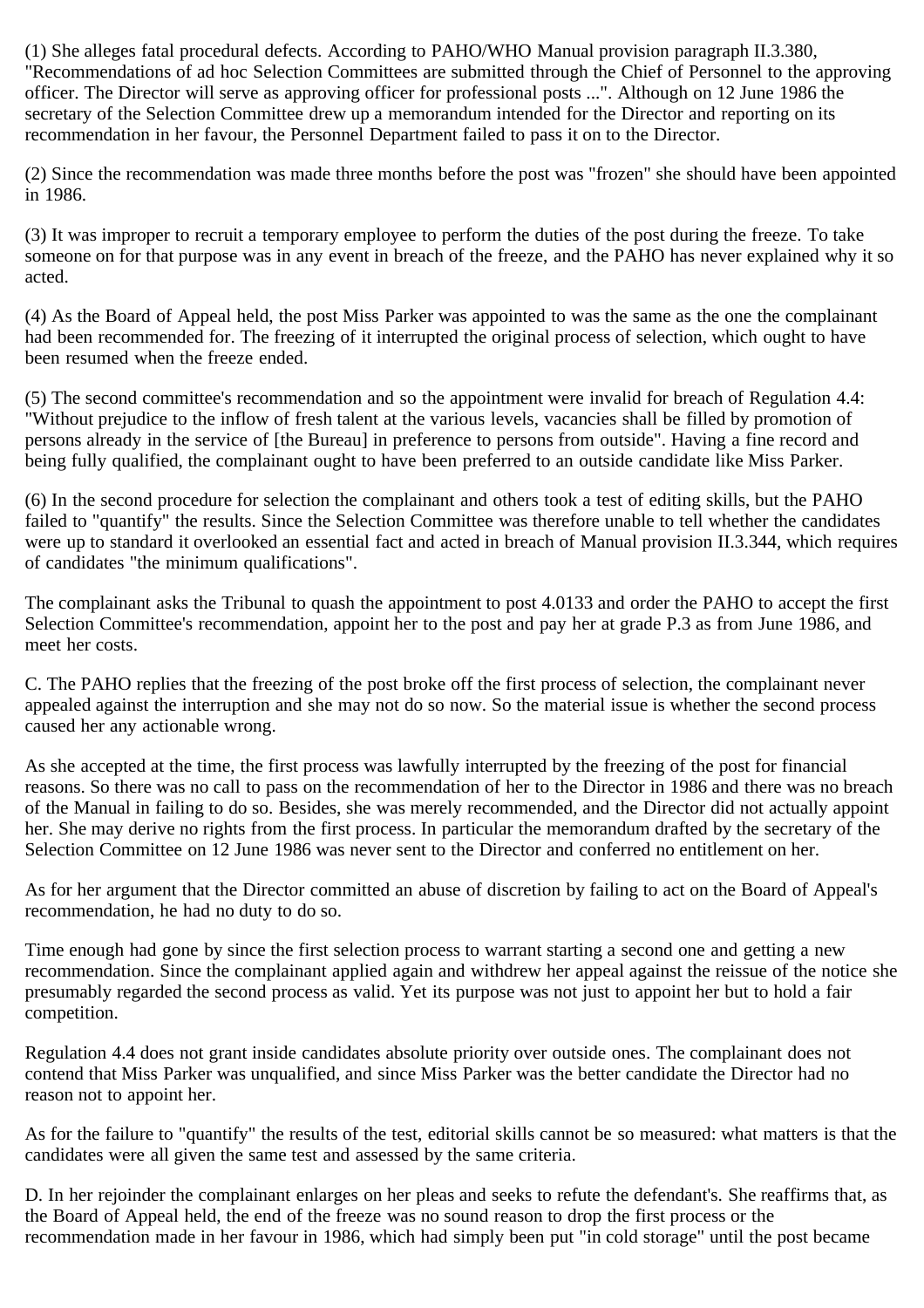(1) She alleges fatal procedural defects. According to PAHO/WHO Manual provision paragraph II.3.380, "Recommendations of ad hoc Selection Committees are submitted through the Chief of Personnel to the approving officer. The Director will serve as approving officer for professional posts ...". Although on 12 June 1986 the secretary of the Selection Committee drew up a memorandum intended for the Director and reporting on its recommendation in her favour, the Personnel Department failed to pass it on to the Director.

(2) Since the recommendation was made three months before the post was "frozen" she should have been appointed in 1986.

(3) It was improper to recruit a temporary employee to perform the duties of the post during the freeze. To take someone on for that purpose was in any event in breach of the freeze, and the PAHO has never explained why it so acted.

(4) As the Board of Appeal held, the post Miss Parker was appointed to was the same as the one the complainant had been recommended for. The freezing of it interrupted the original process of selection, which ought to have been resumed when the freeze ended.

(5) The second committee's recommendation and so the appointment were invalid for breach of Regulation 4.4: "Without prejudice to the inflow of fresh talent at the various levels, vacancies shall be filled by promotion of persons already in the service of [the Bureau] in preference to persons from outside". Having a fine record and being fully qualified, the complainant ought to have been preferred to an outside candidate like Miss Parker.

(6) In the second procedure for selection the complainant and others took a test of editing skills, but the PAHO failed to "quantify" the results. Since the Selection Committee was therefore unable to tell whether the candidates were up to standard it overlooked an essential fact and acted in breach of Manual provision II.3.344, which requires of candidates "the minimum qualifications".

The complainant asks the Tribunal to quash the appointment to post 4.0133 and order the PAHO to accept the first Selection Committee's recommendation, appoint her to the post and pay her at grade P.3 as from June 1986, and meet her costs.

C. The PAHO replies that the freezing of the post broke off the first process of selection, the complainant never appealed against the interruption and she may not do so now. So the material issue is whether the second process caused her any actionable wrong.

As she accepted at the time, the first process was lawfully interrupted by the freezing of the post for financial reasons. So there was no call to pass on the recommendation of her to the Director in 1986 and there was no breach of the Manual in failing to do so. Besides, she was merely recommended, and the Director did not actually appoint her. She may derive no rights from the first process. In particular the memorandum drafted by the secretary of the Selection Committee on 12 June 1986 was never sent to the Director and conferred no entitlement on her.

As for her argument that the Director committed an abuse of discretion by failing to act on the Board of Appeal's recommendation, he had no duty to do so.

Time enough had gone by since the first selection process to warrant starting a second one and getting a new recommendation. Since the complainant applied again and withdrew her appeal against the reissue of the notice she presumably regarded the second process as valid. Yet its purpose was not just to appoint her but to hold a fair competition.

Regulation 4.4 does not grant inside candidates absolute priority over outside ones. The complainant does not contend that Miss Parker was unqualified, and since Miss Parker was the better candidate the Director had no reason not to appoint her.

As for the failure to "quantify" the results of the test, editorial skills cannot be so measured: what matters is that the candidates were all given the same test and assessed by the same criteria.

D. In her rejoinder the complainant enlarges on her pleas and seeks to refute the defendant's. She reaffirms that, as the Board of Appeal held, the end of the freeze was no sound reason to drop the first process or the recommendation made in her favour in 1986, which had simply been put "in cold storage" until the post became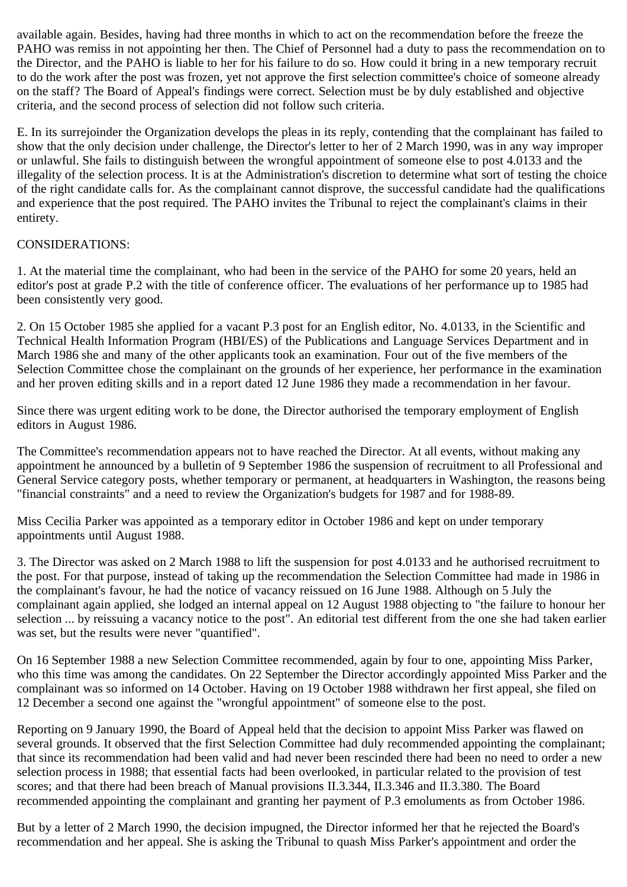available again. Besides, having had three months in which to act on the recommendation before the freeze the PAHO was remiss in not appointing her then. The Chief of Personnel had a duty to pass the recommendation on to the Director, and the PAHO is liable to her for his failure to do so. How could it bring in a new temporary recruit to do the work after the post was frozen, yet not approve the first selection committee's choice of someone already on the staff? The Board of Appeal's findings were correct. Selection must be by duly established and objective criteria, and the second process of selection did not follow such criteria.

E. In its surrejoinder the Organization develops the pleas in its reply, contending that the complainant has failed to show that the only decision under challenge, the Director's letter to her of 2 March 1990, was in any way improper or unlawful. She fails to distinguish between the wrongful appointment of someone else to post 4.0133 and the illegality of the selection process. It is at the Administration's discretion to determine what sort of testing the choice of the right candidate calls for. As the complainant cannot disprove, the successful candidate had the qualifications and experience that the post required. The PAHO invites the Tribunal to reject the complainant's claims in their entirety.

CONSIDERATIONS:

1. At the material time the complainant, who had been in the service of the PAHO for some 20 years, held an editor's post at grade P.2 with the title of conference officer. The evaluations of her performance up to 1985 had been consistently very good.

2. On 15 October 1985 she applied for a vacant P.3 post for an English editor, No. 4.0133, in the Scientific and Technical Health Information Program (HBI/ES) of the Publications and Language Services Department and in March 1986 she and many of the other applicants took an examination. Four out of the five members of the Selection Committee chose the complainant on the grounds of her experience, her performance in the examination and her proven editing skills and in a report dated 12 June 1986 they made a recommendation in her favour.

Since there was urgent editing work to be done, the Director authorised the temporary employment of English editors in August 1986.

The Committee's recommendation appears not to have reached the Director. At all events, without making any appointment he announced by a bulletin of 9 September 1986 the suspension of recruitment to all Professional and General Service category posts, whether temporary or permanent, at headquarters in Washington, the reasons being "financial constraints" and a need to review the Organization's budgets for 1987 and for 1988-89.

Miss Cecilia Parker was appointed as a temporary editor in October 1986 and kept on under temporary appointments until August 1988.

3. The Director was asked on 2 March 1988 to lift the suspension for post 4.0133 and he authorised recruitment to the post. For that purpose, instead of taking up the recommendation the Selection Committee had made in 1986 in the complainant's favour, he had the notice of vacancy reissued on 16 June 1988. Although on 5 July the complainant again applied, she lodged an internal appeal on 12 August 1988 objecting to "the failure to honour her selection ... by reissuing a vacancy notice to the post". An editorial test different from the one she had taken earlier was set, but the results were never "quantified".

On 16 September 1988 a new Selection Committee recommended, again by four to one, appointing Miss Parker, who this time was among the candidates. On 22 September the Director accordingly appointed Miss Parker and the complainant was so informed on 14 October. Having on 19 October 1988 withdrawn her first appeal, she filed on 12 December a second one against the "wrongful appointment" of someone else to the post.

Reporting on 9 January 1990, the Board of Appeal held that the decision to appoint Miss Parker was flawed on several grounds. It observed that the first Selection Committee had duly recommended appointing the complainant; that since its recommendation had been valid and had never been rescinded there had been no need to order a new selection process in 1988; that essential facts had been overlooked, in particular related to the provision of test scores; and that there had been breach of Manual provisions II.3.344, II.3.346 and II.3.380. The Board recommended appointing the complainant and granting her payment of P.3 emoluments as from October 1986.

But by a letter of 2 March 1990, the decision impugned, the Director informed her that he rejected the Board's recommendation and her appeal. She is asking the Tribunal to quash Miss Parker's appointment and order the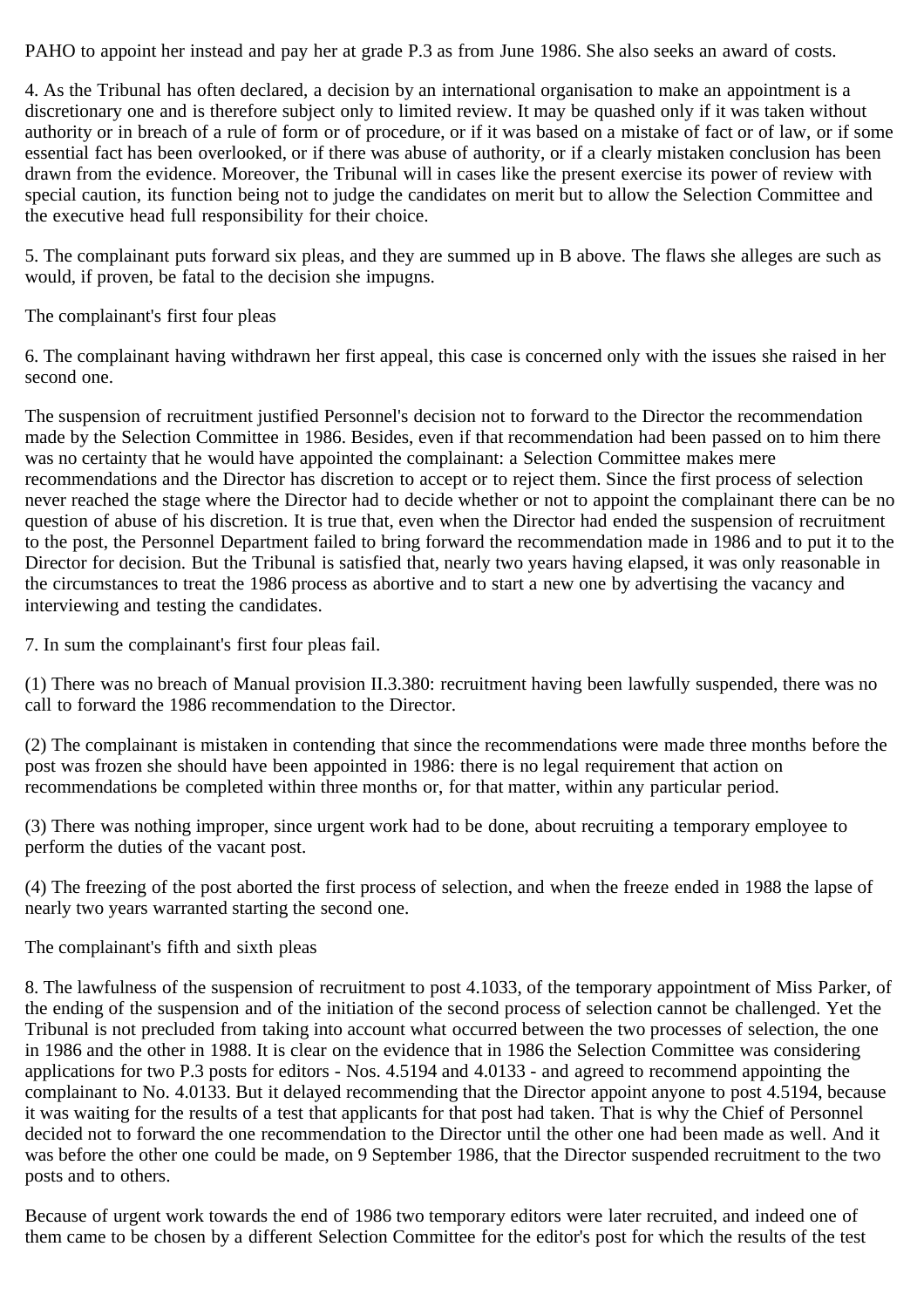PAHO to appoint her instead and pay her at grade P.3 as from June 1986. She also seeks an award of costs.

4. As the Tribunal has often declared, a decision by an international organisation to make an appointment is a discretionary one and is therefore subject only to limited review. It may be quashed only if it was taken without authority or in breach of a rule of form or of procedure, or if it was based on a mistake of fact or of law, or if some essential fact has been overlooked, or if there was abuse of authority, or if a clearly mistaken conclusion has been drawn from the evidence. Moreover, the Tribunal will in cases like the present exercise its power of review with special caution, its function being not to judge the candidates on merit but to allow the Selection Committee and the executive head full responsibility for their choice.

5. The complainant puts forward six pleas, and they are summed up in B above. The flaws she alleges are such as would, if proven, be fatal to the decision she impugns.

The complainant's first four pleas

6. The complainant having withdrawn her first appeal, this case is concerned only with the issues she raised in her second one.

The suspension of recruitment justified Personnel's decision not to forward to the Director the recommendation made by the Selection Committee in 1986. Besides, even if that recommendation had been passed on to him there was no certainty that he would have appointed the complainant: a Selection Committee makes mere recommendations and the Director has discretion to accept or to reject them. Since the first process of selection never reached the stage where the Director had to decide whether or not to appoint the complainant there can be no question of abuse of his discretion. It is true that, even when the Director had ended the suspension of recruitment to the post, the Personnel Department failed to bring forward the recommendation made in 1986 and to put it to the Director for decision. But the Tribunal is satisfied that, nearly two years having elapsed, it was only reasonable in the circumstances to treat the 1986 process as abortive and to start a new one by advertising the vacancy and interviewing and testing the candidates.

7. In sum the complainant's first four pleas fail.

(1) There was no breach of Manual provision II.3.380: recruitment having been lawfully suspended, there was no call to forward the 1986 recommendation to the Director.

(2) The complainant is mistaken in contending that since the recommendations were made three months before the post was frozen she should have been appointed in 1986: there is no legal requirement that action on recommendations be completed within three months or, for that matter, within any particular period.

(3) There was nothing improper, since urgent work had to be done, about recruiting a temporary employee to perform the duties of the vacant post.

(4) The freezing of the post aborted the first process of selection, and when the freeze ended in 1988 the lapse of nearly two years warranted starting the second one.

The complainant's fifth and sixth pleas

8. The lawfulness of the suspension of recruitment to post 4.1033, of the temporary appointment of Miss Parker, of the ending of the suspension and of the initiation of the second process of selection cannot be challenged. Yet the Tribunal is not precluded from taking into account what occurred between the two processes of selection, the one in 1986 and the other in 1988. It is clear on the evidence that in 1986 the Selection Committee was considering applications for two P.3 posts for editors - Nos. 4.5194 and 4.0133 - and agreed to recommend appointing the complainant to No. 4.0133. But it delayed recommending that the Director appoint anyone to post 4.5194, because it was waiting for the results of a test that applicants for that post had taken. That is why the Chief of Personnel decided not to forward the one recommendation to the Director until the other one had been made as well. And it was before the other one could be made, on 9 September 1986, that the Director suspended recruitment to the two posts and to others.

Because of urgent work towards the end of 1986 two temporary editors were later recruited, and indeed one of them came to be chosen by a different Selection Committee for the editor's post for which the results of the test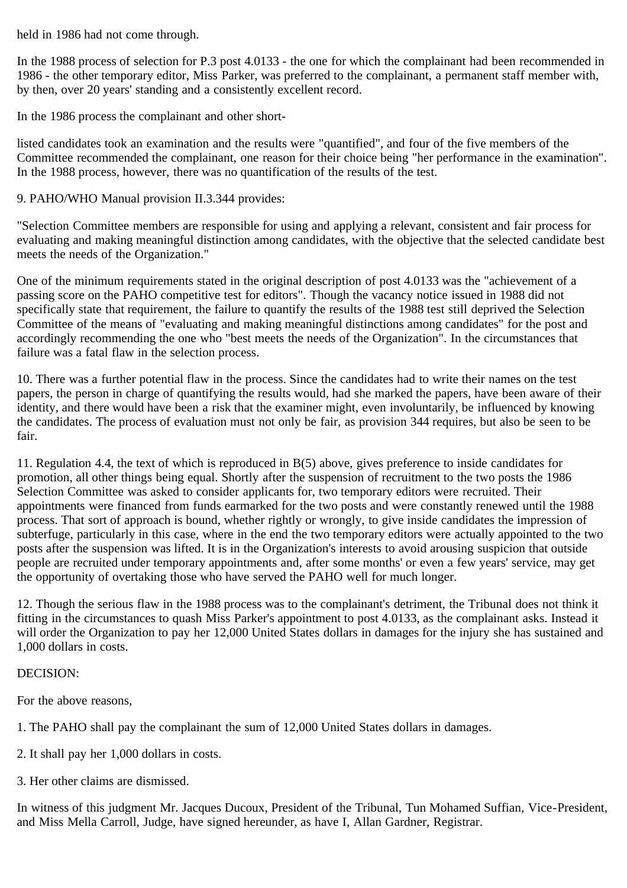held in 1986 had not come through.

In the 1988 process of selection for P.3 post 4.0133 - the one for which the complainant had been recommended in 1986 - the other temporary editor, Miss Parker, was preferred to the complainant, a permanent staff member with, by then, over 20 years' standing and a consistently excellent record.

In the 1986 process the complainant and other short-listed candidates took an examination and the results were "quantified", and four of the five members of the Committee recommended the complainant, one reason for their choice being "her performance in the examination". In the 1988 process, however, there was no quantification of the results of the test.

9. PAHO/WHO Manual provision II.3.344 provides:

"Selection Committee members are responsible for using and applying a relevant, consistent and fair process for evaluating and making meaningful distinction among candidates, with the objective that the selected candidate best meets the needs of the Organization."

One of the minimum requirements stated in the original description of post 4.0133 was the "achievement of a passing score on the PAHO competitive test for editors". Though the vacancy notice issued in 1988 did not specifically state that requirement, the failure to quantify the results of the 1988 test still deprived the Selection Committee of the means of "evaluating and making meaningful distinctions among candidates" for the post and accordingly recommending the one who "best meets the needs of the Organization". In the circumstances that failure was a fatal flaw in the selection process.

10. There was a further potential flaw in the process. Since the candidates had to write their names on the test papers, the person in charge of quantifying the results would, had she marked the papers, have been aware of their identity, and there would have been a risk that the examiner might, even involuntarily, be influenced by knowing the candidates. The process of evaluation must not only be fair, as provision 344 requires, but also be seen to be fair.

11. Regulation 4.4, the text of which is reproduced in B(5) above, gives preference to inside candidates for promotion, all other things being equal. Shortly after the suspension of recruitment to the two posts the 1986 Selection Committee was asked to consider applicants for, two temporary editors were recruited. Their appointments were financed from funds earmarked for the two posts and were constantly renewed until the 1988 process. That sort of approach is bound, whether rightly or wrongly, to give inside candidates the impression of subterfuge, particularly in this case, where in the end the two temporary editors were actually appointed to the two posts after the suspension was lifted. It is in the Organization's interests to avoid arousing suspicion that outside people are recruited under temporary appointments and, after some months' or even a few years' service, may get the opportunity of overtaking those who have served the PAHO well for much longer.

12. Though the serious flaw in the 1988 process was to the complainant's detriment, the Tribunal does not think it fitting in the circumstances to quash Miss Parker's appointment to post 4.0133, as the complainant asks. Instead it will order the Organization to pay her 12,000 United States dollars in damages for the injury she has sustained and 1,000 dollars in costs.

DECISION:

For the above reasons,

1. The PAHO shall pay the complainant the sum of 12,000 United States dollars in damages.

2. It shall pay her 1,000 dollars in costs.

3. Her other claims are dismissed.

In witness of this judgment Mr. Jacques Ducoux, President of the Tribunal, Tun Mohamed Suffian, Vice-President, and Miss Mella Carroll, Judge, have signed hereunder, as have I, Allan Gardner, Registrar.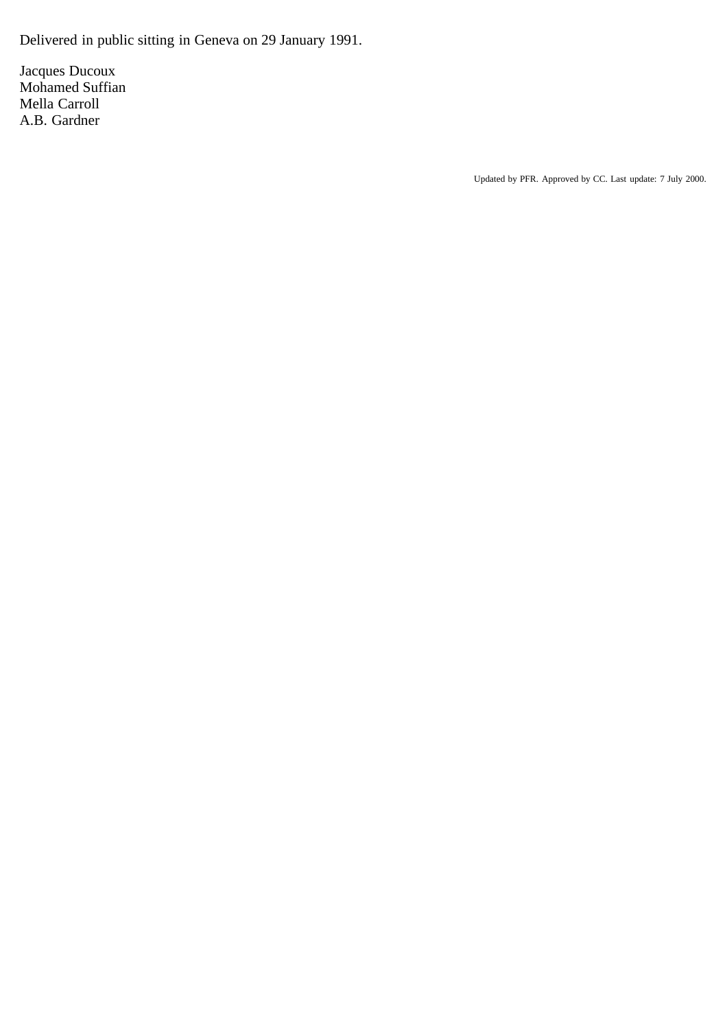Delivered in public sitting in Geneva on 29 January 1991.

Jacques Ducoux
Mohamed Suffian
Mella Carroll
A.B. Gardner

Updated by PFR. Approved by CC. Last update: 7 July 2000.